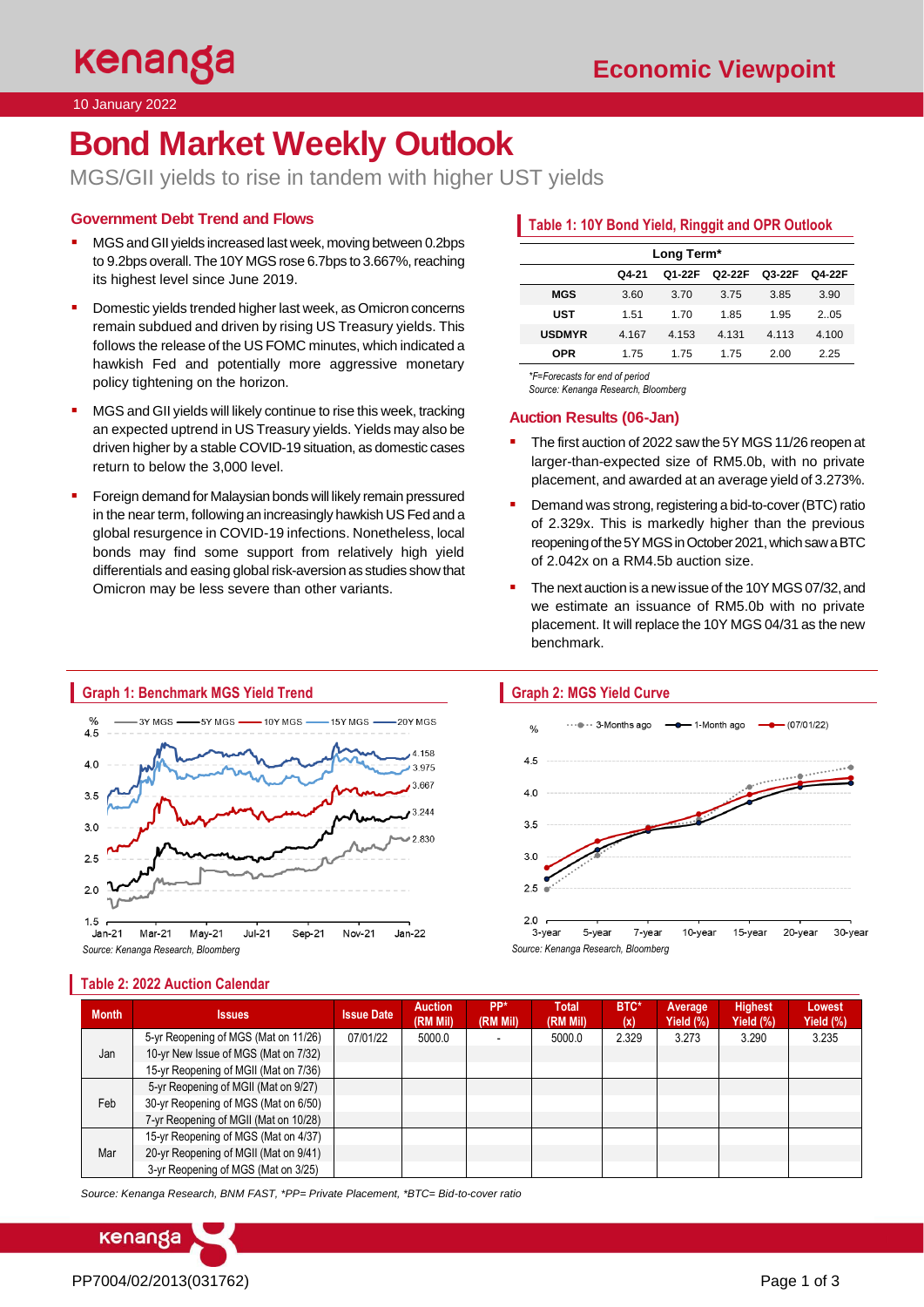Kenanga | Economic Viewpoint

10 January 2022

# Bond Market Weekly Outlook

MGS/GII yields to rise in tandem with higher UST yields

## Government Debt Trend and Flows

- MGS and GII yields increased last week, moving between 0.2bps to 9.2bps overall. The 10Y MGS rose 6.7bps to 3.667%, reaching its highest level since June 2019.
- Domestic yields trended higher last week, as Omicron concerns remain subdued and driven by rising US Treasury yields. This follows the release of the US FOMC minutes, which indicated a hawkish Fed and potentially more aggressive monetary policy tightening on the horizon.
- MGS and GII yields will likely continue to rise this week, tracking an expected uptrend in US Treasury yields. Yields may also be driven higher by a stable COVID-19 situation, as domestic cases return to below the 3,000 level.
- Foreign demand for Malaysian bonds will likely remain pressured in the near term, following an increasingly hawkish US Fed and a global resurgence in COVID-19 infections. Nonetheless, local bonds may find some support from relatively high yield differentials and easing global risk-aversion as studies show that Omicron may be less severe than other variants.

## Table 1: 10Y Bond Yield, Ringgit and OPR Outlook

| | Long Term* | | | | |
|---|---|---|---|---|---|
| | Q4-21 | Q1-22F | Q2-22F | Q3-22F | Q4-22F |
| MGS | 3.60 | 3.70 | 3.75 | 3.85 | 3.90 |
| UST | 1.51 | 1.70 | 1.85 | 1.95 | 2..05 |
| USDMYR | 4.167 | 4.153 | 4.131 | 4.113 | 4.100 |
| OPR | 1.75 | 1.75 | 1.75 | 2.00 | 2.25 |

*\*F=Forecasts for end of period*
*Source: Kenanga Research, Bloomberg*

## Auction Results (06-Jan)

- The first auction of 2022 saw the 5Y MGS 11/26 reopen at larger-than-expected size of RM5.0b, with no private placement, and awarded at an average yield of 3.273%.
- Demand was strong, registering a bid-to-cover (BTC) ratio of 2.329x. This is markedly higher than the previous reopening of the 5Y MGS in October 2021, which saw a BTC of 2.042x on a RM4.5b auction size.
- The next auction is a new issue of the 10Y MGS 07/32, and we estimate an issuance of RM5.0b with no private placement. It will replace the 10Y MGS 04/31 as the new benchmark.

## Graph 1: Benchmark MGS Yield Trend

*Source: Kenanga Research, Bloomberg*

## Graph 2: MGS Yield Curve

*Source: Kenanga Research, Bloomberg*

## Table 2: 2022 Auction Calendar

| Month | Issues | Issue Date | Auction (RM Mil) | PP* (RM Mil) | Total (RM Mil) | BTC* (x) | Average Yield (%) | Highest Yield (%) | Lowest Yield (%) |
|---|---|---|---|---|---|---|---|---|---|
| Jan | 5-yr Reopening of MGS (Mat on 11/26) | 07/01/22 | 5000.0 | - | 5000.0 | 2.329 | 3.273 | 3.290 | 3.235 |
| | 10-yr New Issue of MGS (Mat on 7/32) | | | | | | | | |
| | 15-yr Reopening of MGII (Mat on 7/36) | | | | | | | | |
| Feb | 5-yr Reopening of MGII (Mat on 9/27) | | | | | | | | |
| | 30-yr Reopening of MGS (Mat on 6/50) | | | | | | | | |
| | 7-yr Reopening of MGII (Mat on 10/28) | | | | | | | | |
| Mar | 15-yr Reopening of MGS (Mat on 4/37) | | | | | | | | |
| | 20-yr Reopening of MGII (Mat on 9/41) | | | | | | | | |
| | 3-yr Reopening of MGS (Mat on 3/25) | | | | | | | | |

*Source: Kenanga Research, BNM FAST, \*PP= Private Placement, \*BTC= Bid-to-cover ratio*

PP7004/02/2013(031762)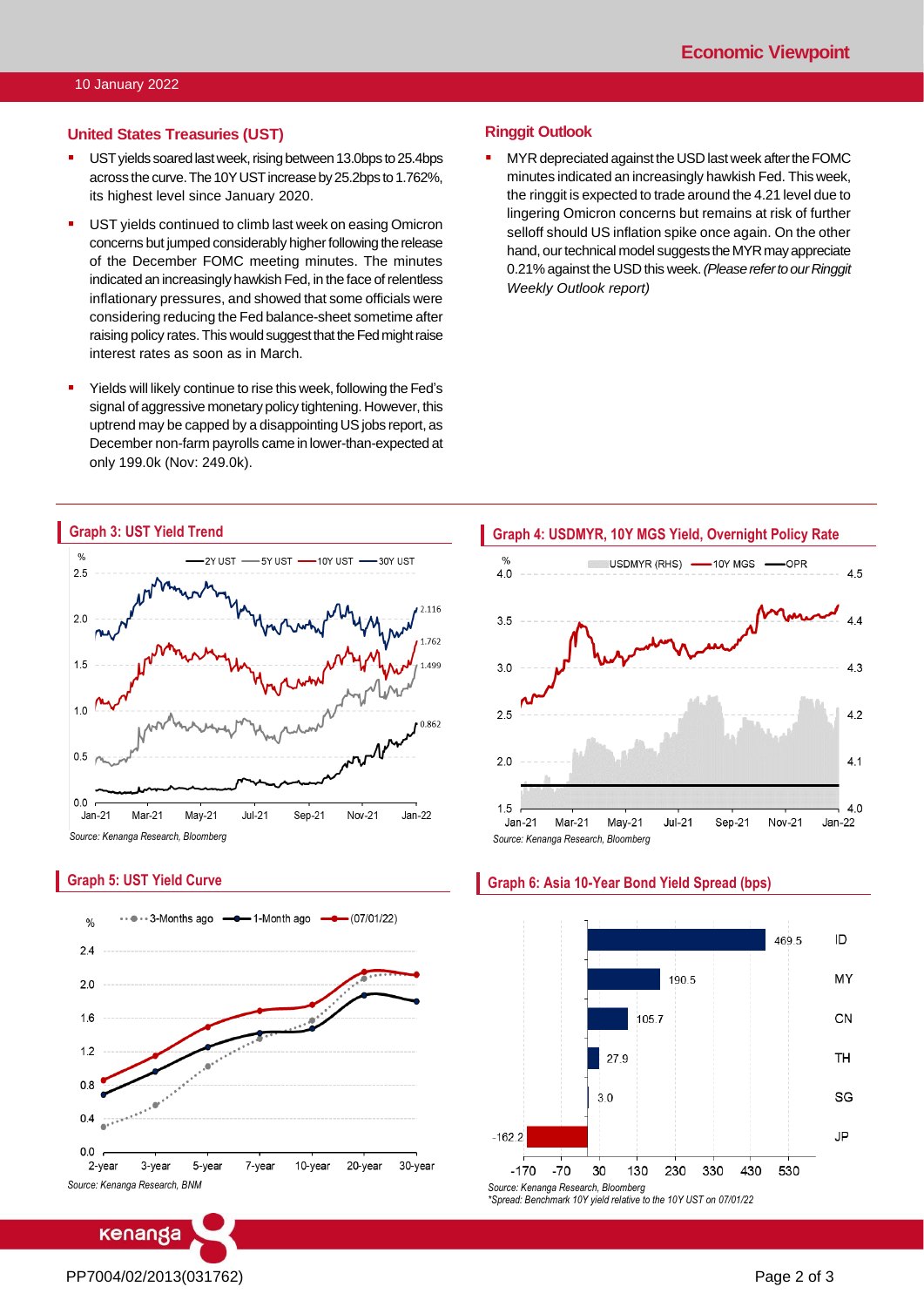## United States Treasuries (UST)

- UST yields soared last week, rising between 13.0bps to 25.4bps across the curve. The 10Y UST increase by 25.2bps to 1.762%, its highest level since January 2020.
- UST yields continued to climb last week on easing Omicron concerns but jumped considerably higher following the release of the December FOMC meeting minutes. The minutes indicated an increasingly hawkish Fed, in the face of relentless inflationary pressures, and showed that some officials were considering reducing the Fed balance-sheet sometime after raising policy rates. This would suggest that the Fed might raise interest rates as soon as in March.
- Yields will likely continue to rise this week, following the Fed's signal of aggressive monetary policy tightening. However, this uptrend may be capped by a disappointing US jobs report, as December non-farm payrolls came in lower-than-expected at only 199.0k (Nov: 249.0k).

## Ringgit Outlook

- MYR depreciated against the USD last week after the FOMC minutes indicated an increasingly hawkish Fed. This week, the ringgit is expected to trade around the 4.21 level due to lingering Omicron concerns but remains at risk of further selloff should US inflation spike once again. On the other hand, our technical model suggests the MYR may appreciate 0.21% against the USD this week. *(Please refer to our Ringgit Weekly Outlook report)*

### Graph 3: UST Yield Trend

*Source: Kenanga Research, Bloomberg*

### Graph 4: USDMYR, 10Y MGS Yield, Overnight Policy Rate

*Source: Kenanga Research, Bloomberg*

### Graph 5: UST Yield Curve

*Source: Kenanga Research, BNM*

### Graph 6: Asia 10-Year Bond Yield Spread (bps)

| Country | Spread (bps) |
|---|---|
| ID | 469.5 |
| MY | 190.5 |
| CN | 105.7 |
| TH | 27.9 |
| SG | 3.0 |
| JP | -162.2 |

*Source: Kenanga Research, Bloomberg*
*\*Spread: Benchmark 10Y yield relative to the 10Y UST on 07/01/22*

PP7004/02/2013(031762)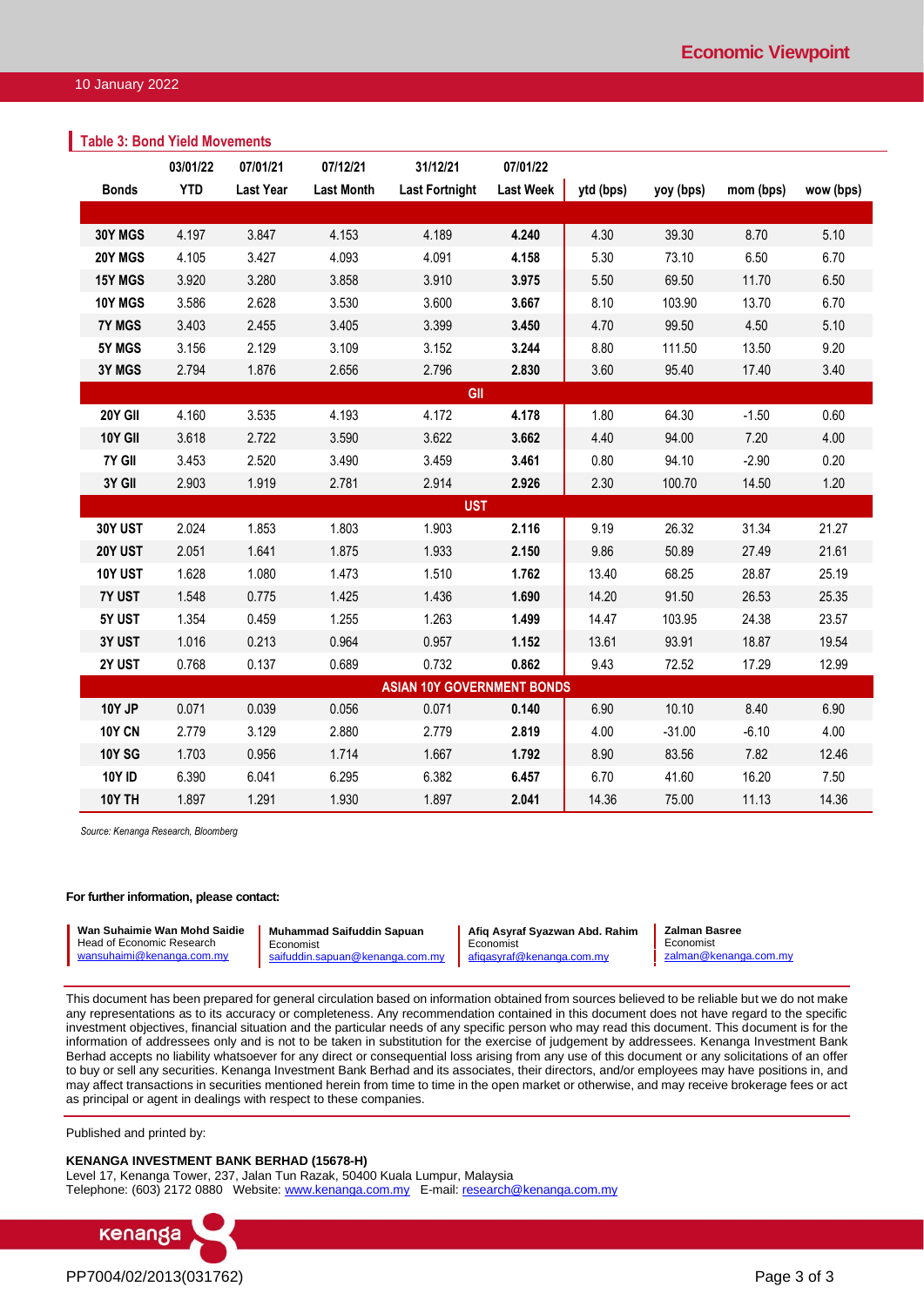### Table 3: Bond Yield Movements

| Bonds | 03/01/22 YTD | 07/01/21 Last Year | 07/12/21 Last Month | 31/12/21 Last Fortnight | 07/01/22 Last Week | ytd (bps) | yoy (bps) | mom (bps) | wow (bps) |
|---|---|---|---|---|---|---|---|---|---|
| 30Y MGS | 4.197 | 3.847 | 4.153 | 4.189 | **4.240** | 4.30 | 39.30 | 8.70 | 5.10 |
| 20Y MGS | 4.105 | 3.427 | 4.093 | 4.091 | **4.158** | 5.30 | 73.10 | 6.50 | 6.70 |
| 15Y MGS | 3.920 | 3.280 | 3.858 | 3.910 | **3.975** | 5.50 | 69.50 | 11.70 | 6.50 |
| 10Y MGS | 3.586 | 2.628 | 3.530 | 3.600 | **3.667** | 8.10 | 103.90 | 13.70 | 6.70 |
| 7Y MGS | 3.403 | 2.455 | 3.405 | 3.399 | **3.450** | 4.70 | 99.50 | 4.50 | 5.10 |
| 5Y MGS | 3.156 | 2.129 | 3.109 | 3.152 | **3.244** | 8.80 | 111.50 | 13.50 | 9.20 |
| 3Y MGS | 2.794 | 1.876 | 2.656 | 2.796 | **2.830** | 3.60 | 95.40 | 17.40 | 3.40 |
| **GII** | | | | | | | | | |
| 20Y GII | 4.160 | 3.535 | 4.193 | 4.172 | **4.178** | 1.80 | 64.30 | -1.50 | 0.60 |
| 10Y GII | 3.618 | 2.722 | 3.590 | 3.622 | **3.662** | 4.40 | 94.00 | 7.20 | 4.00 |
| 7Y GII | 3.453 | 2.520 | 3.490 | 3.459 | **3.461** | 0.80 | 94.10 | -2.90 | 0.20 |
| 3Y GII | 2.903 | 1.919 | 2.781 | 2.914 | **2.926** | 2.30 | 100.70 | 14.50 | 1.20 |
| **UST** | | | | | | | | | |
| 30Y UST | 2.024 | 1.853 | 1.803 | 1.903 | **2.116** | 9.19 | 26.32 | 31.34 | 21.27 |
| 20Y UST | 2.051 | 1.641 | 1.875 | 1.933 | **2.150** | 9.86 | 50.89 | 27.49 | 21.61 |
| 10Y UST | 1.628 | 1.080 | 1.473 | 1.510 | **1.762** | 13.40 | 68.25 | 28.87 | 25.19 |
| 7Y UST | 1.548 | 0.775 | 1.425 | 1.436 | **1.690** | 14.20 | 91.50 | 26.53 | 25.35 |
| 5Y UST | 1.354 | 0.459 | 1.255 | 1.263 | **1.499** | 14.47 | 103.95 | 24.38 | 23.57 |
| 3Y UST | 1.016 | 0.213 | 0.964 | 0.957 | **1.152** | 13.61 | 93.91 | 18.87 | 19.54 |
| 2Y UST | 0.768 | 0.137 | 0.689 | 0.732 | **0.862** | 9.43 | 72.52 | 17.29 | 12.99 |
| **ASIAN 10Y GOVERNMENT BONDS** | | | | | | | | | |
| 10Y JP | 0.071 | 0.039 | 0.056 | 0.071 | **0.140** | 6.90 | 10.10 | 8.40 | 6.90 |
| 10Y CN | 2.779 | 3.129 | 2.880 | 2.779 | **2.819** | 4.00 | -31.00 | -6.10 | 4.00 |
| 10Y SG | 1.703 | 0.956 | 1.714 | 1.667 | **1.792** | 8.90 | 83.56 | 7.82 | 12.46 |
| 10Y ID | 6.390 | 6.041 | 6.295 | 6.382 | **6.457** | 6.70 | 41.60 | 16.20 | 7.50 |
| 10Y TH | 1.897 | 1.291 | 1.930 | 1.897 | **2.041** | 14.36 | 75.00 | 11.13 | 14.36 |

*Source: Kenanga Research, Bloomberg*

**For further information, please contact:**

**Wan Suhaimie Wan Mohd Saidie**
Head of Economic Research
wansuhaimi@kenanga.com.my

**Muhammad Saifuddin Sapuan**
Economist
saifuddin.sapuan@kenanga.com.my

**Afiq Asyraf Syazwan Abd. Rahim**
Economist
afiqasyraf@kenanga.com.my

**Zalman Basree**
Economist
zalman@kenanga.com.my

This document has been prepared for general circulation based on information obtained from sources believed to be reliable but we do not make any representations as to its accuracy or completeness. Any recommendation contained in this document does not have regard to the specific investment objectives, financial situation and the particular needs of any specific person who may read this document. This document is for the information of addressees only and is not to be taken in substitution for the exercise of judgement by addressees. Kenanga Investment Bank Berhad accepts no liability whatsoever for any direct or consequential loss arising from any use of this document or any solicitations of an offer to buy or sell any securities. Kenanga Investment Bank Berhad and its associates, their directors, and/or employees may have positions in, and may affect transactions in securities mentioned herein from time to time in the open market or otherwise, and may receive brokerage fees or act as principal or agent in dealings with respect to these companies.

Published and printed by:

**KENANGA INVESTMENT BANK BERHAD (15678-H)**
Level 17, Kenanga Tower, 237, Jalan Tun Razak, 50400 Kuala Lumpur, Malaysia
Telephone: (603) 2172 0880 Website: www.kenanga.com.my E-mail: research@kenanga.com.my

PP7004/02/2013(031762)